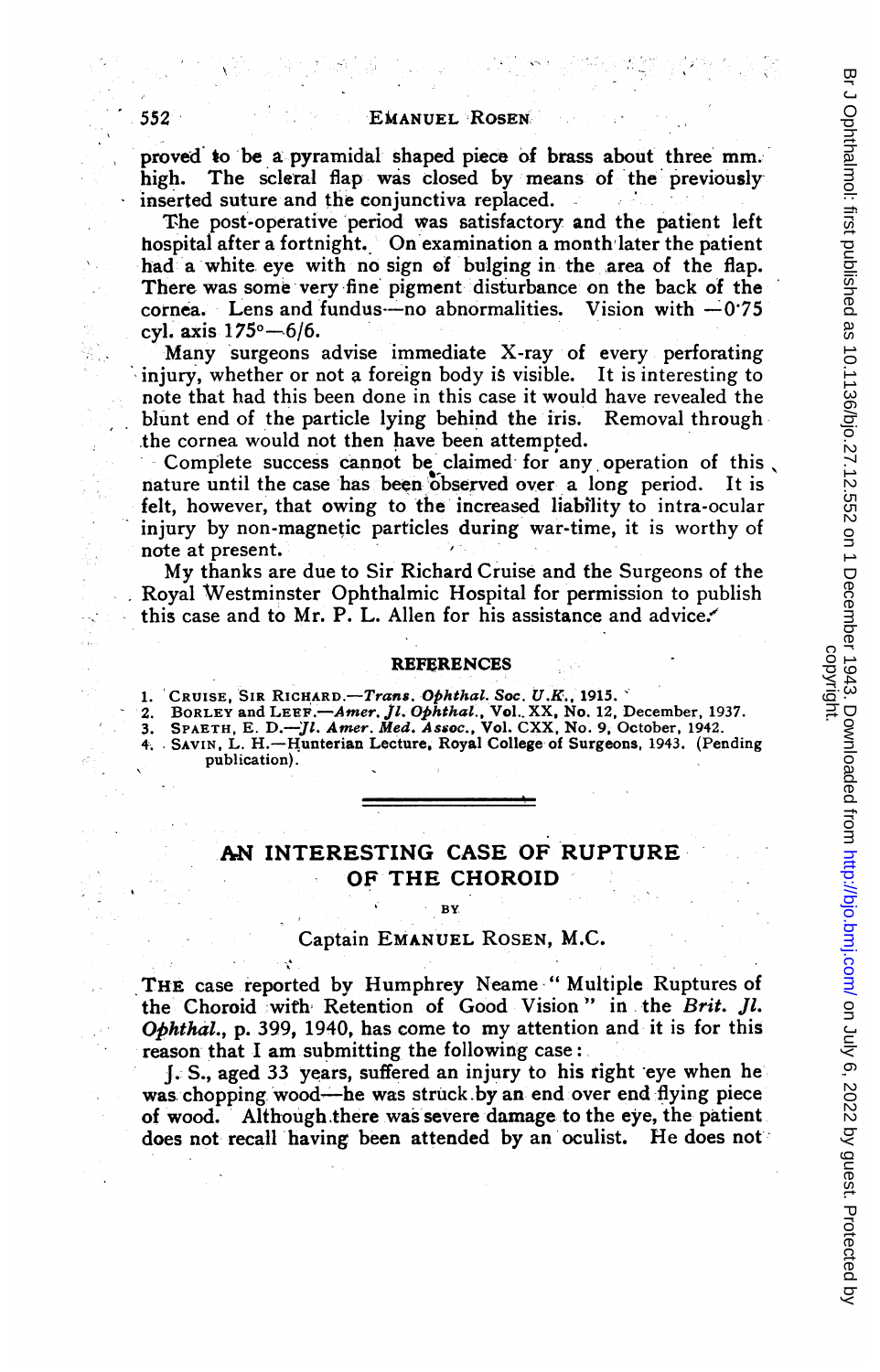proved to be a pyramidal shaped piece of brass about three mm. high. The scleral flap was closed by means of the previously inserted suture and the conjunctiva replaced.

The post-operative period was satisfactory and the patient left hospital after a fortnight. On examination a month later the patient had a white eye with no sign of bulging in the area of the flap. There was some very fine pigment disturbance on the back of the cornea. Lens and fundus—no abnormalities. Vision with $-0{\cdot}75$ cyl. axis 175°—6/6.

Many surgeons advise immediate X-ray of every perforating injury, whether or not a foreign body is visible. It is interesting to note that had this been done in this case it would have revealed the blunt end of the particle lying behind the iris. Removal through the cornea would not then have been attempted.

Complete success cannot be claimed for any operation of this nature until the case has been observed over a long period. It is felt, however, that owing to the increased liability to intra-ocular injury by non-magnetic particles during war-time, it is worthy of note at present.

My thanks are due to Sir Richard Cruise and the Surgeons of the Royal Westminster Ophthalmic Hospital for permission to publish this case and to Mr. P. L. Allen for his assistance and advice.

## REFERENCES

1. CRUISE, SIR RICHARD.—*Trans. Ophthal. Soc. U.K.*, 1915.
2. BORLEY and LEEF.—*Amer. Jl. Ophthal.*, Vol. XX, No. 12, December, 1937.
3. SPAETH, E. D.—*Jl. Amer. Med. Assoc.*, Vol. CXX, No. 9, October, 1942.
4. SAVIN, L. H.—Hunterian Lecture, Royal College of Surgeons, 1943. (Pending publication).

---

# AN INTERESTING CASE OF RUPTURE OF THE CHOROID

BY

Captain EMANUEL ROSEN, M.C.

THE case reported by Humphrey Neame "Multiple Ruptures of the Choroid with Retention of Good Vision" in the *Brit. Jl. Ophthal.*, p. 399, 1940, has come to my attention and it is for this reason that I am submitting the following case:

J. S., aged 33 years, suffered an injury to his right eye when he was chopping wood—he was struck by an end over end flying piece of wood. Although there was severe damage to the eye, the patient does not recall having been attended by an oculist. He does not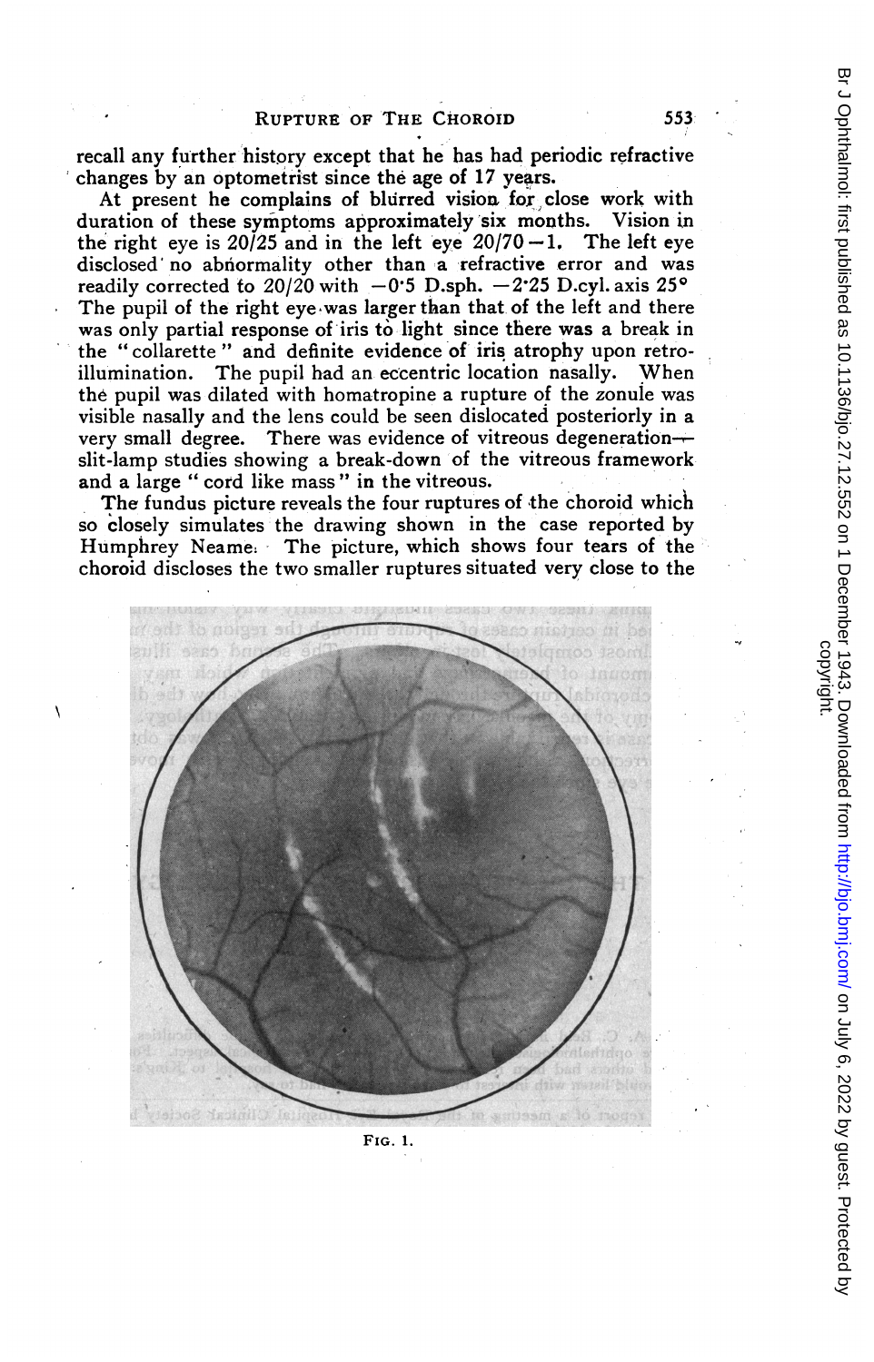recall any further history except that he has had periodic refractive changes by an optometrist since the age of 17 years.

At present he complains of blurred vision for close work with duration of these symptoms approximately six months. Vision in the right eye is 20/25 and in the left eye 20/70 − 1. The left eye disclosed no abnormality other than a refractive error and was readily corrected to 20/20 with −0·5 D.sph. −2·25 D.cyl. axis 25° The pupil of the right eye was larger than that of the left and there was only partial response of iris to light since there was a break in the "collarette" and definite evidence of iris atrophy upon retro-illumination. The pupil had an eccentric location nasally. When the pupil was dilated with homatropine a rupture of the zonule was visible nasally and the lens could be seen dislocated posteriorly in a very small degree. There was evidence of vitreous degeneration—slit-lamp studies showing a break-down of the vitreous framework and a large "cord like mass" in the vitreous.

The fundus picture reveals the four ruptures of the choroid which so closely simulates the drawing shown in the case reported by Humphrey Neame. The picture, which shows four tears of the choroid discloses the two smaller ruptures situated very close to the

FIG. 1.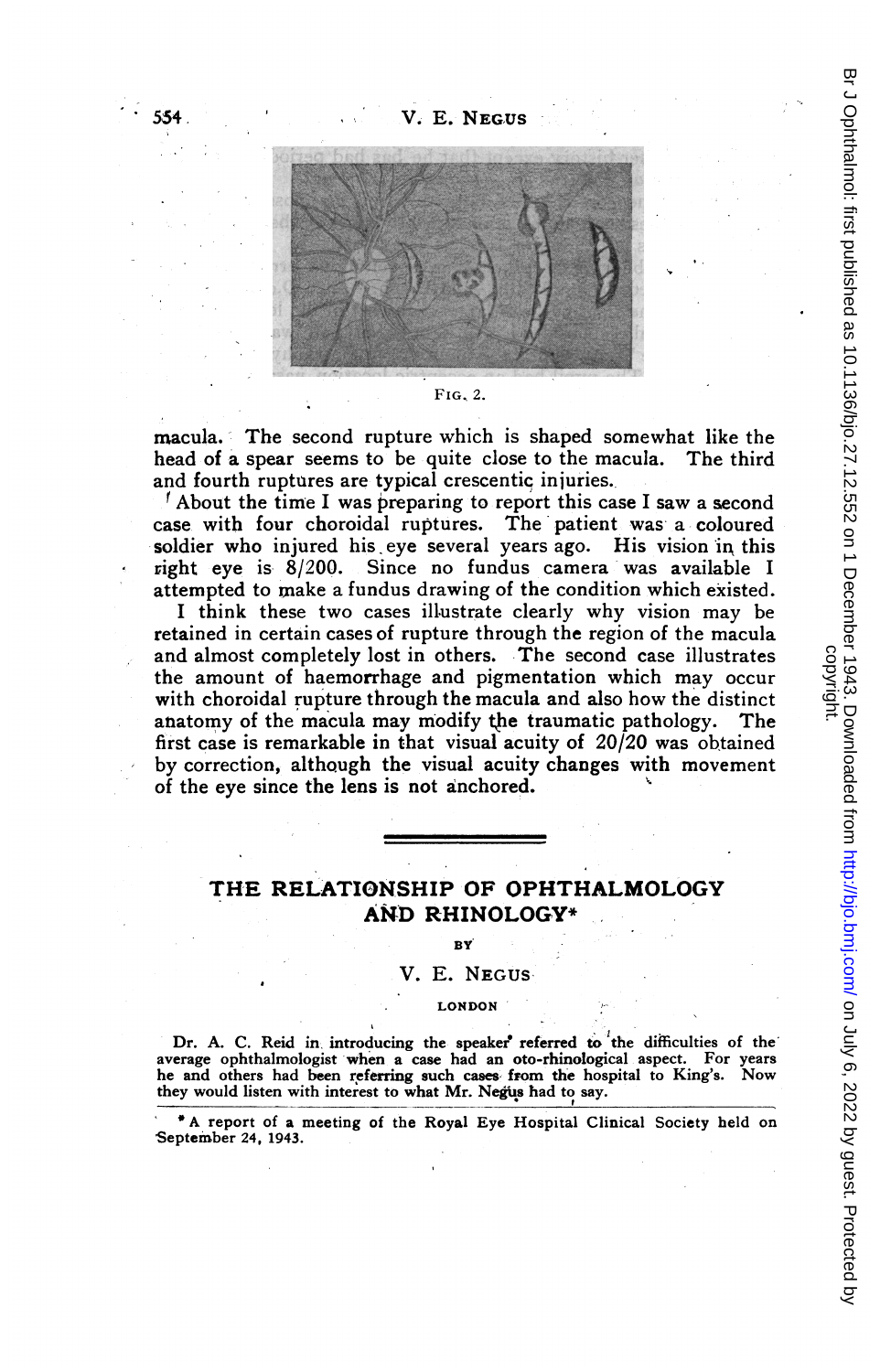FIG. 2.

macula. The second rupture which is shaped somewhat like the head of a spear seems to be quite close to the macula. The third and fourth ruptures are typical crescentic injuries.

About the time I was preparing to report this case I saw a second case with four choroidal ruptures. The patient was a coloured soldier who injured his eye several years ago. His vision in this right eye is 8/200. Since no fundus camera was available I attempted to make a fundus drawing of the condition which existed.

I think these two cases illustrate clearly why vision may be retained in certain cases of rupture through the region of the macula and almost completely lost in others. The second case illustrates the amount of haemorrhage and pigmentation which may occur with choroidal rupture through the macula and also how the distinct anatomy of the macula may modify the traumatic pathology. The first case is remarkable in that visual acuity of 20/20 was obtained by correction, although the visual acuity changes with movement of the eye since the lens is not anchored.

# THE RELATIONSHIP OF OPHTHALMOLOGY AND RHINOLOGY*

BY

V. E. NEGUS

LONDON

Dr. A. C. Reid in introducing the speaker referred to the difficulties of the average ophthalmologist when a case had an oto-rhinological aspect. For years he and others had been referring such cases from the hospital to King's. Now they would listen with interest to what Mr. Negus had to say.

---

* A report of a meeting of the Royal Eye Hospital Clinical Society held on September 24, 1943.